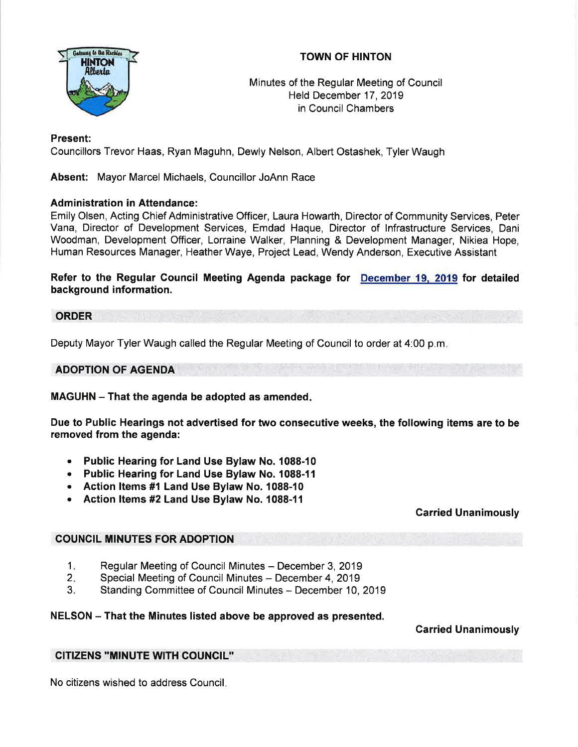# TOWN OF HINTON

Minutes of the Regular Meeting of Council
Held December 17, 2019
in Council Chambers

**Present:**
Councillors Trevor Haas, Ryan Maguhn, Dewly Nelson, Albert Ostashek, Tyler Waugh

**Absent:** Mayor Marcel Michaels, Councillor JoAnn Race

**Administration in Attendance:**
Emily Olsen, Acting Chief Administrative Officer, Laura Howarth, Director of Community Services, Peter Vana, Director of Development Services, Emdad Haque, Director of Infrastructure Services, Dani Woodman, Development Officer, Lorraine Walker, Planning & Development Manager, Nikiea Hope, Human Resources Manager, Heather Waye, Project Lead, Wendy Anderson, Executive Assistant

**Refer to the Regular Council Meeting Agenda package for December 19, 2019 for detailed background information.**

## ORDER

Deputy Mayor Tyler Waugh called the Regular Meeting of Council to order at 4:00 p.m.

## ADOPTION OF AGENDA

**MAGUHN – That the agenda be adopted as amended.**

**Due to Public Hearings not advertised for two consecutive weeks, the following items are to be removed from the agenda:**

- **Public Hearing for Land Use Bylaw No. 1088-10**
- **Public Hearing for Land Use Bylaw No. 1088-11**
- **Action Items #1 Land Use Bylaw No. 1088-10**
- **Action Items #2 Land Use Bylaw No. 1088-11**

**Carried Unanimously**

## COUNCIL MINUTES FOR ADOPTION

1. Regular Meeting of Council Minutes – December 3, 2019
2. Special Meeting of Council Minutes – December 4, 2019
3. Standing Committee of Council Minutes – December 10, 2019

**NELSON – That the Minutes listed above be approved as presented.**

**Carried Unanimously**

## CITIZENS "MINUTE WITH COUNCIL"

No citizens wished to address Council.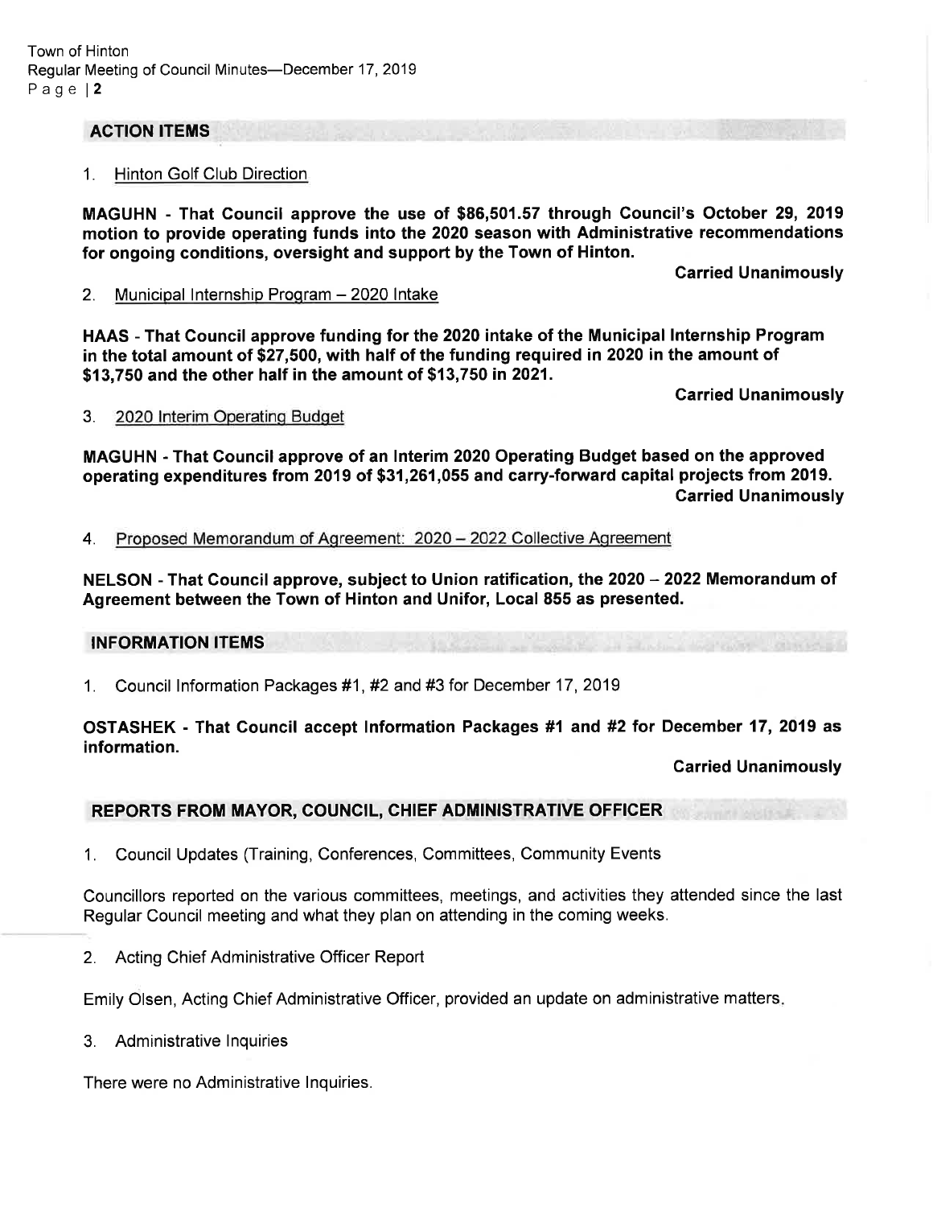## ACTION ITEMS

1. Hinton Golf Club Direction

**MAGUHN - That Council approve the use of $86,501.57 through Council's October 29, 2019 motion to provide operating funds into the 2020 season with Administrative recommendations for ongoing conditions, oversight and support by the Town of Hinton.**

**Carried Unanimously**

2. Municipal Internship Program – 2020 Intake

**HAAS - That Council approve funding for the 2020 intake of the Municipal Internship Program in the total amount of $27,500, with half of the funding required in 2020 in the amount of $13,750 and the other half in the amount of $13,750 in 2021.**

**Carried Unanimously**

3. 2020 Interim Operating Budget

**MAGUHN - That Council approve of an Interim 2020 Operating Budget based on the approved operating expenditures from 2019 of $31,261,055 and carry-forward capital projects from 2019.**

**Carried Unanimously**

4. Proposed Memorandum of Agreement: 2020 – 2022 Collective Agreement

**NELSON - That Council approve, subject to Union ratification, the 2020 – 2022 Memorandum of Agreement between the Town of Hinton and Unifor, Local 855 as presented.**

## INFORMATION ITEMS

1. Council Information Packages #1, #2 and #3 for December 17, 2019

**OSTASHEK - That Council accept Information Packages #1 and #2 for December 17, 2019 as information.**

**Carried Unanimously**

## REPORTS FROM MAYOR, COUNCIL, CHIEF ADMINISTRATIVE OFFICER

1. Council Updates (Training, Conferences, Committees, Community Events

Councillors reported on the various committees, meetings, and activities they attended since the last Regular Council meeting and what they plan on attending in the coming weeks.

2. Acting Chief Administrative Officer Report

Emily Olsen, Acting Chief Administrative Officer, provided an update on administrative matters.

3. Administrative Inquiries

There were no Administrative Inquiries.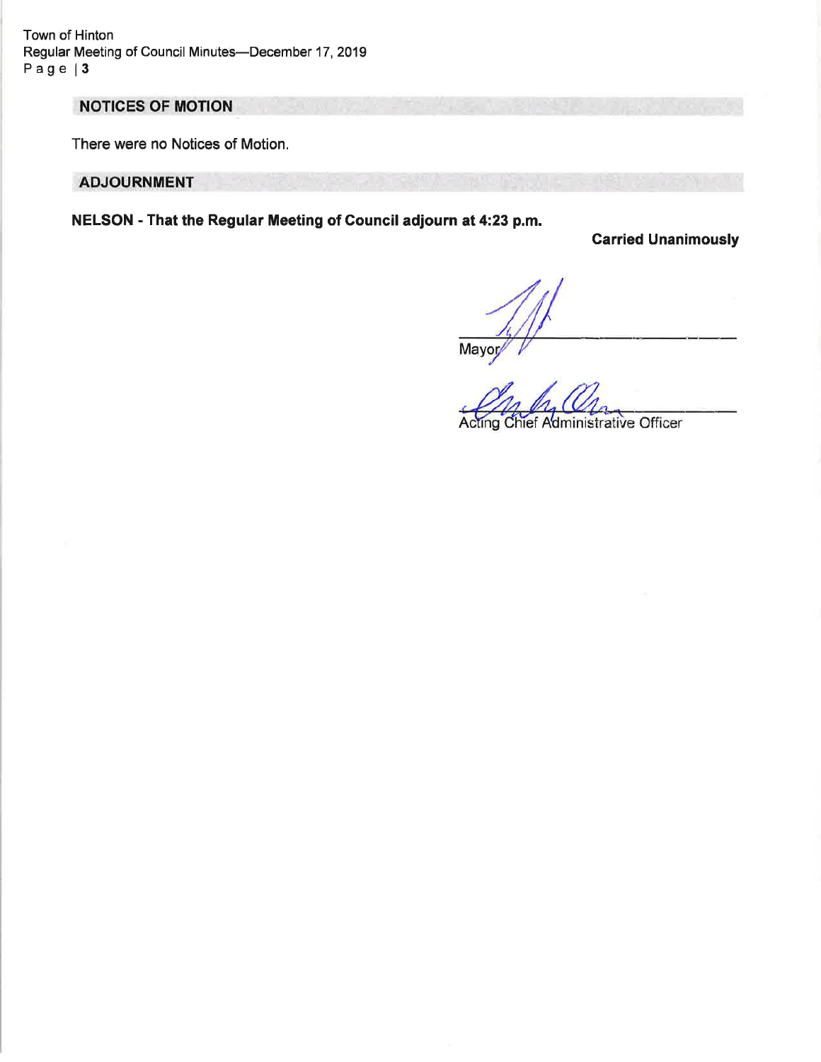## NOTICES OF MOTION

There were no Notices of Motion.

## ADJOURNMENT

**NELSON - That the Regular Meeting of Council adjourn at 4:23 p.m.**

**Carried Unanimously**

Mayor

Acting Chief Administrative Officer